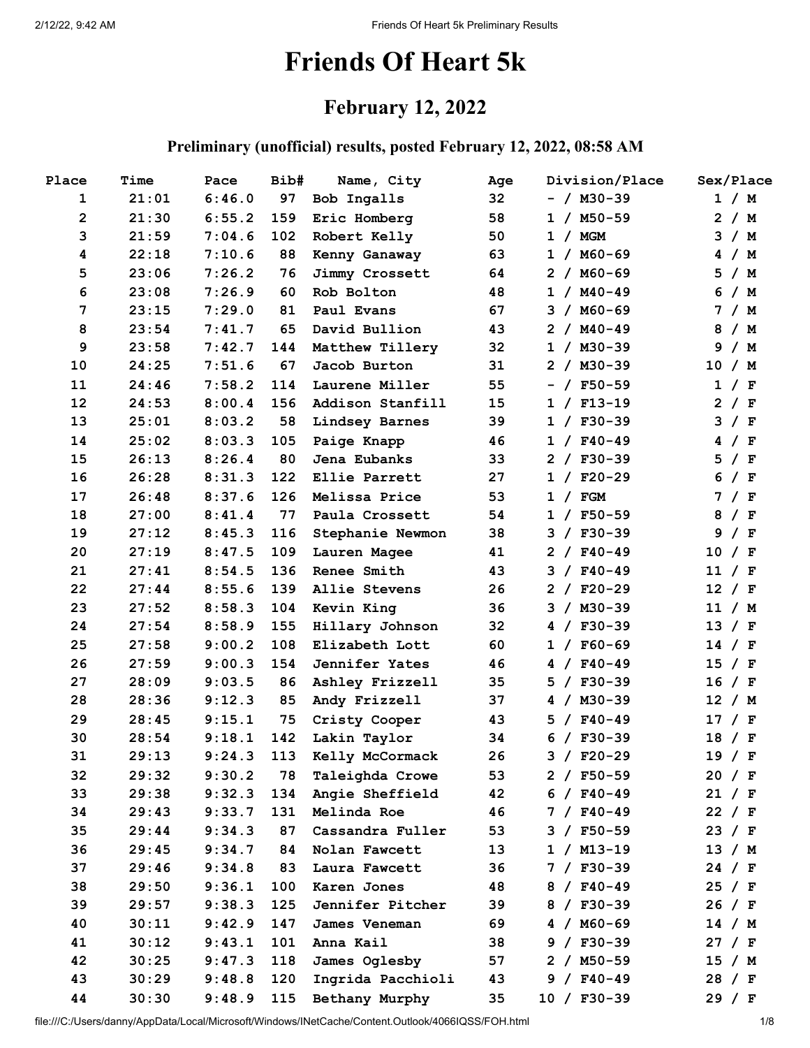# Friends Of Heart 5k

## February 12, 2022

### Preliminary (unofficial) results, posted February 12, 2022, 08:58 AM

| Place | Time | Pace | Bib# | Name, City | Age | Division/Place | Sex/Place |
|---|---|---|---|---|---|---|---|
| 1 | 21:01 | 6:46.0 | 97 | Bob Ingalls | 32 | - / M30-39 | 1 / M |
| 2 | 21:30 | 6:55.2 | 159 | Eric Homberg | 58 | 1 / M50-59 | 2 / M |
| 3 | 21:59 | 7:04.6 | 102 | Robert Kelly | 50 | 1 / MGM | 3 / M |
| 4 | 22:18 | 7:10.6 | 88 | Kenny Ganaway | 63 | 1 / M60-69 | 4 / M |
| 5 | 23:06 | 7:26.2 | 76 | Jimmy Crossett | 64 | 2 / M60-69 | 5 / M |
| 6 | 23:08 | 7:26.9 | 60 | Rob Bolton | 48 | 1 / M40-49 | 6 / M |
| 7 | 23:15 | 7:29.0 | 81 | Paul Evans | 67 | 3 / M60-69 | 7 / M |
| 8 | 23:54 | 7:41.7 | 65 | David Bullion | 43 | 2 / M40-49 | 8 / M |
| 9 | 23:58 | 7:42.7 | 144 | Matthew Tillery | 32 | 1 / M30-39 | 9 / M |
| 10 | 24:25 | 7:51.6 | 67 | Jacob Burton | 31 | 2 / M30-39 | 10 / M |
| 11 | 24:46 | 7:58.2 | 114 | Laurene Miller | 55 | - / F50-59 | 1 / F |
| 12 | 24:53 | 8:00.4 | 156 | Addison Stanfill | 15 | 1 / F13-19 | 2 / F |
| 13 | 25:01 | 8:03.2 | 58 | Lindsey Barnes | 39 | 1 / F30-39 | 3 / F |
| 14 | 25:02 | 8:03.3 | 105 | Paige Knapp | 46 | 1 / F40-49 | 4 / F |
| 15 | 26:13 | 8:26.4 | 80 | Jena Eubanks | 33 | 2 / F30-39 | 5 / F |
| 16 | 26:28 | 8:31.3 | 122 | Ellie Parrett | 27 | 1 / F20-29 | 6 / F |
| 17 | 26:48 | 8:37.6 | 126 | Melissa Price | 53 | 1 / FGM | 7 / F |
| 18 | 27:00 | 8:41.4 | 77 | Paula Crossett | 54 | 1 / F50-59 | 8 / F |
| 19 | 27:12 | 8:45.3 | 116 | Stephanie Newmon | 38 | 3 / F30-39 | 9 / F |
| 20 | 27:19 | 8:47.5 | 109 | Lauren Magee | 41 | 2 / F40-49 | 10 / F |
| 21 | 27:41 | 8:54.5 | 136 | Renee Smith | 43 | 3 / F40-49 | 11 / F |
| 22 | 27:44 | 8:55.6 | 139 | Allie Stevens | 26 | 2 / F20-29 | 12 / F |
| 23 | 27:52 | 8:58.3 | 104 | Kevin King | 36 | 3 / M30-39 | 11 / M |
| 24 | 27:54 | 8:58.9 | 155 | Hillary Johnson | 32 | 4 / F30-39 | 13 / F |
| 25 | 27:58 | 9:00.2 | 108 | Elizabeth Lott | 60 | 1 / F60-69 | 14 / F |
| 26 | 27:59 | 9:00.3 | 154 | Jennifer Yates | 46 | 4 / F40-49 | 15 / F |
| 27 | 28:09 | 9:03.5 | 86 | Ashley Frizzell | 35 | 5 / F30-39 | 16 / F |
| 28 | 28:36 | 9:12.3 | 85 | Andy Frizzell | 37 | 4 / M30-39 | 12 / M |
| 29 | 28:45 | 9:15.1 | 75 | Cristy Cooper | 43 | 5 / F40-49 | 17 / F |
| 30 | 28:54 | 9:18.1 | 142 | Lakin Taylor | 34 | 6 / F30-39 | 18 / F |
| 31 | 29:13 | 9:24.3 | 113 | Kelly McCormack | 26 | 3 / F20-29 | 19 / F |
| 32 | 29:32 | 9:30.2 | 78 | Taleighda Crowe | 53 | 2 / F50-59 | 20 / F |
| 33 | 29:38 | 9:32.3 | 134 | Angie Sheffield | 42 | 6 / F40-49 | 21 / F |
| 34 | 29:43 | 9:33.7 | 131 | Melinda Roe | 46 | 7 / F40-49 | 22 / F |
| 35 | 29:44 | 9:34.3 | 87 | Cassandra Fuller | 53 | 3 / F50-59 | 23 / F |
| 36 | 29:45 | 9:34.7 | 84 | Nolan Fawcett | 13 | 1 / M13-19 | 13 / M |
| 37 | 29:46 | 9:34.8 | 83 | Laura Fawcett | 36 | 7 / F30-39 | 24 / F |
| 38 | 29:50 | 9:36.1 | 100 | Karen Jones | 48 | 8 / F40-49 | 25 / F |
| 39 | 29:57 | 9:38.3 | 125 | Jennifer Pitcher | 39 | 8 / F30-39 | 26 / F |
| 40 | 30:11 | 9:42.9 | 147 | James Veneman | 69 | 4 / M60-69 | 14 / M |
| 41 | 30:12 | 9:43.1 | 101 | Anna Kail | 38 | 9 / F30-39 | 27 / F |
| 42 | 30:25 | 9:47.3 | 118 | James Oglesby | 57 | 2 / M50-59 | 15 / M |
| 43 | 30:29 | 9:48.8 | 120 | Ingrida Pacchioli | 43 | 9 / F40-49 | 28 / F |
| 44 | 30:30 | 9:48.9 | 115 | Bethany Murphy | 35 | 10 / F30-39 | 29 / F |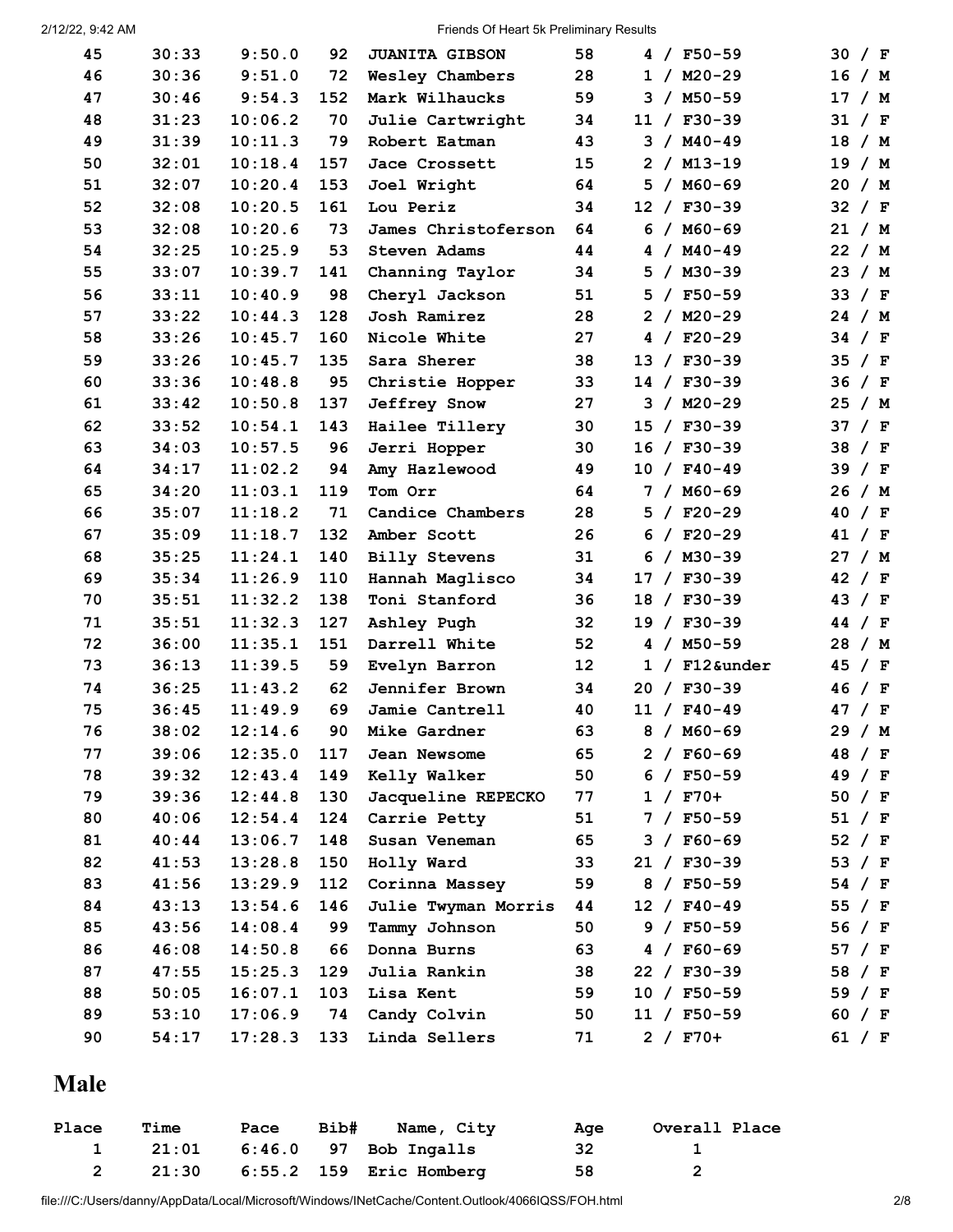| | | | | | | | |
|---|---|---|---|---|---|---|---|
| 45 | 30:33 | 9:50.0 | 92 | JUANITA GIBSON | 58 | 4 / F50-59 | 30 / F |
| 46 | 30:36 | 9:51.0 | 72 | Wesley Chambers | 28 | 1 / M20-29 | 16 / M |
| 47 | 30:46 | 9:54.3 | 152 | Mark Wilhaucks | 59 | 3 / M50-59 | 17 / M |
| 48 | 31:23 | 10:06.2 | 70 | Julie Cartwright | 34 | 11 / F30-39 | 31 / F |
| 49 | 31:39 | 10:11.3 | 79 | Robert Eatman | 43 | 3 / M40-49 | 18 / M |
| 50 | 32:01 | 10:18.4 | 157 | Jace Crossett | 15 | 2 / M13-19 | 19 / M |
| 51 | 32:07 | 10:20.4 | 153 | Joel Wright | 64 | 5 / M60-69 | 20 / M |
| 52 | 32:08 | 10:20.5 | 161 | Lou Periz | 34 | 12 / F30-39 | 32 / F |
| 53 | 32:08 | 10:20.6 | 73 | James Christoferson | 64 | 6 / M60-69 | 21 / M |
| 54 | 32:25 | 10:25.9 | 53 | Steven Adams | 44 | 4 / M40-49 | 22 / M |
| 55 | 33:07 | 10:39.7 | 141 | Channing Taylor | 34 | 5 / M30-39 | 23 / M |
| 56 | 33:11 | 10:40.9 | 98 | Cheryl Jackson | 51 | 5 / F50-59 | 33 / F |
| 57 | 33:22 | 10:44.3 | 128 | Josh Ramirez | 28 | 2 / M20-29 | 24 / M |
| 58 | 33:26 | 10:45.7 | 160 | Nicole White | 27 | 4 / F20-29 | 34 / F |
| 59 | 33:26 | 10:45.7 | 135 | Sara Sherer | 38 | 13 / F30-39 | 35 / F |
| 60 | 33:36 | 10:48.8 | 95 | Christie Hopper | 33 | 14 / F30-39 | 36 / F |
| 61 | 33:42 | 10:50.8 | 137 | Jeffrey Snow | 27 | 3 / M20-29 | 25 / M |
| 62 | 33:52 | 10:54.1 | 143 | Hailee Tillery | 30 | 15 / F30-39 | 37 / F |
| 63 | 34:03 | 10:57.5 | 96 | Jerri Hopper | 30 | 16 / F30-39 | 38 / F |
| 64 | 34:17 | 11:02.2 | 94 | Amy Hazlewood | 49 | 10 / F40-49 | 39 / F |
| 65 | 34:20 | 11:03.1 | 119 | Tom Orr | 64 | 7 / M60-69 | 26 / M |
| 66 | 35:07 | 11:18.2 | 71 | Candice Chambers | 28 | 5 / F20-29 | 40 / F |
| 67 | 35:09 | 11:18.7 | 132 | Amber Scott | 26 | 6 / F20-29 | 41 / F |
| 68 | 35:25 | 11:24.1 | 140 | Billy Stevens | 31 | 6 / M30-39 | 27 / M |
| 69 | 35:34 | 11:26.9 | 110 | Hannah Maglisco | 34 | 17 / F30-39 | 42 / F |
| 70 | 35:51 | 11:32.2 | 138 | Toni Stanford | 36 | 18 / F30-39 | 43 / F |
| 71 | 35:51 | 11:32.3 | 127 | Ashley Pugh | 32 | 19 / F30-39 | 44 / F |
| 72 | 36:00 | 11:35.1 | 151 | Darrell White | 52 | 4 / M50-59 | 28 / M |
| 73 | 36:13 | 11:39.5 | 59 | Evelyn Barron | 12 | 1 / F12&under | 45 / F |
| 74 | 36:25 | 11:43.2 | 62 | Jennifer Brown | 34 | 20 / F30-39 | 46 / F |
| 75 | 36:45 | 11:49.9 | 69 | Jamie Cantrell | 40 | 11 / F40-49 | 47 / F |
| 76 | 38:02 | 12:14.6 | 90 | Mike Gardner | 63 | 8 / M60-69 | 29 / M |
| 77 | 39:06 | 12:35.0 | 117 | Jean Newsome | 65 | 2 / F60-69 | 48 / F |
| 78 | 39:32 | 12:43.4 | 149 | Kelly Walker | 50 | 6 / F50-59 | 49 / F |
| 79 | 39:36 | 12:44.8 | 130 | Jacqueline REPECKO | 77 | 1 / F70+ | 50 / F |
| 80 | 40:06 | 12:54.4 | 124 | Carrie Petty | 51 | 7 / F50-59 | 51 / F |
| 81 | 40:44 | 13:06.7 | 148 | Susan Veneman | 65 | 3 / F60-69 | 52 / F |
| 82 | 41:53 | 13:28.8 | 150 | Holly Ward | 33 | 21 / F30-39 | 53 / F |
| 83 | 41:56 | 13:29.9 | 112 | Corinna Massey | 59 | 8 / F50-59 | 54 / F |
| 84 | 43:13 | 13:54.6 | 146 | Julie Twyman Morris | 44 | 12 / F40-49 | 55 / F |
| 85 | 43:56 | 14:08.4 | 99 | Tammy Johnson | 50 | 9 / F50-59 | 56 / F |
| 86 | 46:08 | 14:50.8 | 66 | Donna Burns | 63 | 4 / F60-69 | 57 / F |
| 87 | 47:55 | 15:25.3 | 129 | Julia Rankin | 38 | 22 / F30-39 | 58 / F |
| 88 | 50:05 | 16:07.1 | 103 | Lisa Kent | 59 | 10 / F50-59 | 59 / F |
| 89 | 53:10 | 17:06.9 | 74 | Candy Colvin | 50 | 11 / F50-59 | 60 / F |
| 90 | 54:17 | 17:28.3 | 133 | Linda Sellers | 71 | 2 / F70+ | 61 / F |

# Male

| Place | Time | Pace | Bib# | Name, City | Age | Overall Place |
|---|---|---|---|---|---|---|
| 1 | 21:01 | 6:46.0 | 97 | Bob Ingalls | 32 | 1 |
| 2 | 21:30 | 6:55.2 | 159 | Eric Homberg | 58 | 2 |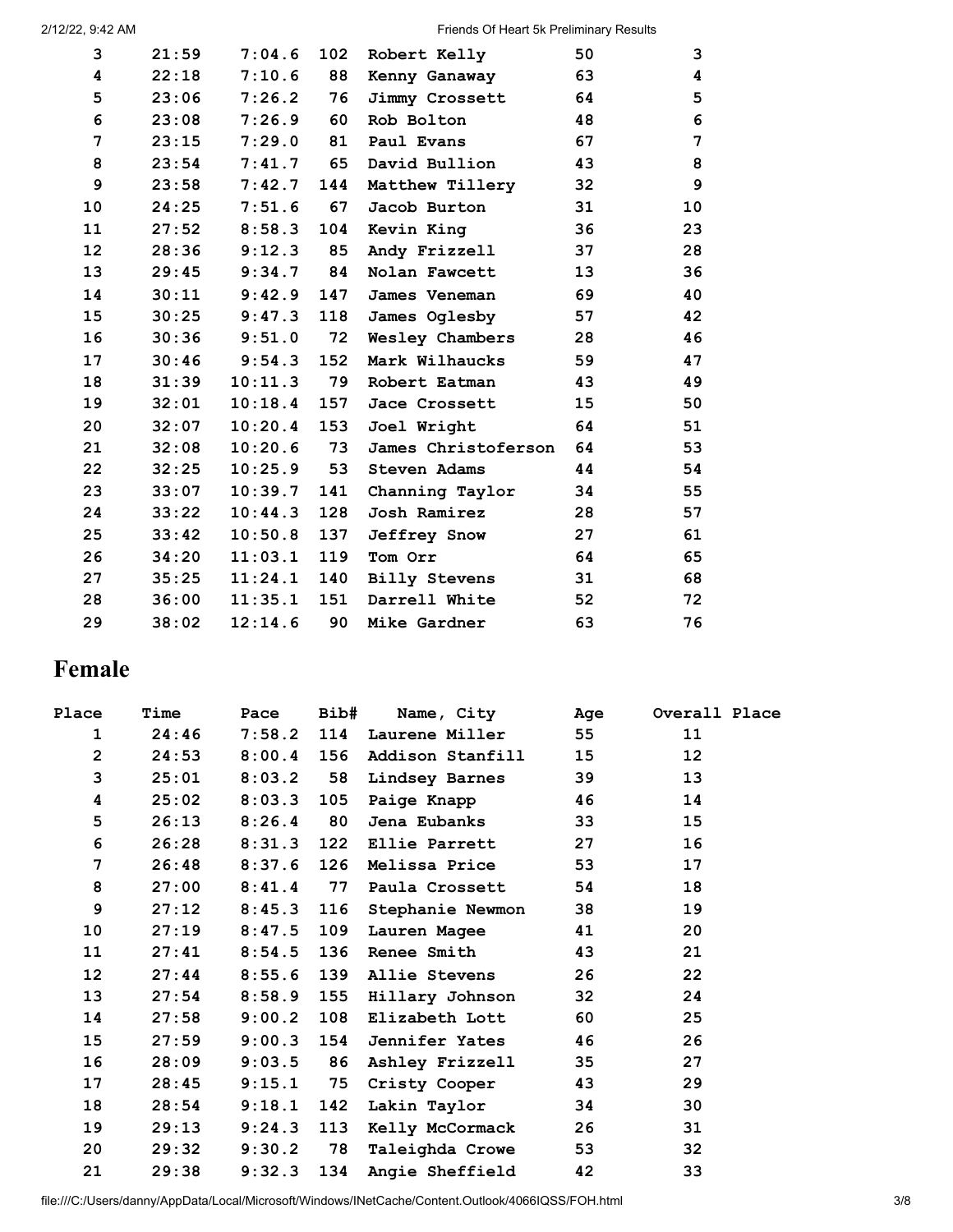| Place | Time | Pace | Bib# | Name, City | Age | Overall Place |
|---|---|---|---|---|---|---|
| 3 | 21:59 | 7:04.6 | 102 | Robert Kelly | 50 | 3 |
| 4 | 22:18 | 7:10.6 | 88 | Kenny Ganaway | 63 | 4 |
| 5 | 23:06 | 7:26.2 | 76 | Jimmy Crossett | 64 | 5 |
| 6 | 23:08 | 7:26.9 | 60 | Rob Bolton | 48 | 6 |
| 7 | 23:15 | 7:29.0 | 81 | Paul Evans | 67 | 7 |
| 8 | 23:54 | 7:41.7 | 65 | David Bullion | 43 | 8 |
| 9 | 23:58 | 7:42.7 | 144 | Matthew Tillery | 32 | 9 |
| 10 | 24:25 | 7:51.6 | 67 | Jacob Burton | 31 | 10 |
| 11 | 27:52 | 8:58.3 | 104 | Kevin King | 36 | 23 |
| 12 | 28:36 | 9:12.3 | 85 | Andy Frizzell | 37 | 28 |
| 13 | 29:45 | 9:34.7 | 84 | Nolan Fawcett | 13 | 36 |
| 14 | 30:11 | 9:42.9 | 147 | James Veneman | 69 | 40 |
| 15 | 30:25 | 9:47.3 | 118 | James Oglesby | 57 | 42 |
| 16 | 30:36 | 9:51.0 | 72 | Wesley Chambers | 28 | 46 |
| 17 | 30:46 | 9:54.3 | 152 | Mark Wilhaucks | 59 | 47 |
| 18 | 31:39 | 10:11.3 | 79 | Robert Eatman | 43 | 49 |
| 19 | 32:01 | 10:18.4 | 157 | Jace Crossett | 15 | 50 |
| 20 | 32:07 | 10:20.4 | 153 | Joel Wright | 64 | 51 |
| 21 | 32:08 | 10:20.6 | 73 | James Christoferson | 64 | 53 |
| 22 | 32:25 | 10:25.9 | 53 | Steven Adams | 44 | 54 |
| 23 | 33:07 | 10:39.7 | 141 | Channing Taylor | 34 | 55 |
| 24 | 33:22 | 10:44.3 | 128 | Josh Ramirez | 28 | 57 |
| 25 | 33:42 | 10:50.8 | 137 | Jeffrey Snow | 27 | 61 |
| 26 | 34:20 | 11:03.1 | 119 | Tom Orr | 64 | 65 |
| 27 | 35:25 | 11:24.1 | 140 | Billy Stevens | 31 | 68 |
| 28 | 36:00 | 11:35.1 | 151 | Darrell White | 52 | 72 |
| 29 | 38:02 | 12:14.6 | 90 | Mike Gardner | 63 | 76 |

## Female

| Place | Time | Pace | Bib# | Name, City | Age | Overall Place |
|---|---|---|---|---|---|---|
| 1 | 24:46 | 7:58.2 | 114 | Laurene Miller | 55 | 11 |
| 2 | 24:53 | 8:00.4 | 156 | Addison Stanfill | 15 | 12 |
| 3 | 25:01 | 8:03.2 | 58 | Lindsey Barnes | 39 | 13 |
| 4 | 25:02 | 8:03.3 | 105 | Paige Knapp | 46 | 14 |
| 5 | 26:13 | 8:26.4 | 80 | Jena Eubanks | 33 | 15 |
| 6 | 26:28 | 8:31.3 | 122 | Ellie Parrett | 27 | 16 |
| 7 | 26:48 | 8:37.6 | 126 | Melissa Price | 53 | 17 |
| 8 | 27:00 | 8:41.4 | 77 | Paula Crossett | 54 | 18 |
| 9 | 27:12 | 8:45.3 | 116 | Stephanie Newmon | 38 | 19 |
| 10 | 27:19 | 8:47.5 | 109 | Lauren Magee | 41 | 20 |
| 11 | 27:41 | 8:54.5 | 136 | Renee Smith | 43 | 21 |
| 12 | 27:44 | 8:55.6 | 139 | Allie Stevens | 26 | 22 |
| 13 | 27:54 | 8:58.9 | 155 | Hillary Johnson | 32 | 24 |
| 14 | 27:58 | 9:00.2 | 108 | Elizabeth Lott | 60 | 25 |
| 15 | 27:59 | 9:00.3 | 154 | Jennifer Yates | 46 | 26 |
| 16 | 28:09 | 9:03.5 | 86 | Ashley Frizzell | 35 | 27 |
| 17 | 28:45 | 9:15.1 | 75 | Cristy Cooper | 43 | 29 |
| 18 | 28:54 | 9:18.1 | 142 | Lakin Taylor | 34 | 30 |
| 19 | 29:13 | 9:24.3 | 113 | Kelly McCormack | 26 | 31 |
| 20 | 29:32 | 9:30.2 | 78 | Taleighda Crowe | 53 | 32 |
| 21 | 29:38 | 9:32.3 | 134 | Angie Sheffield | 42 | 33 |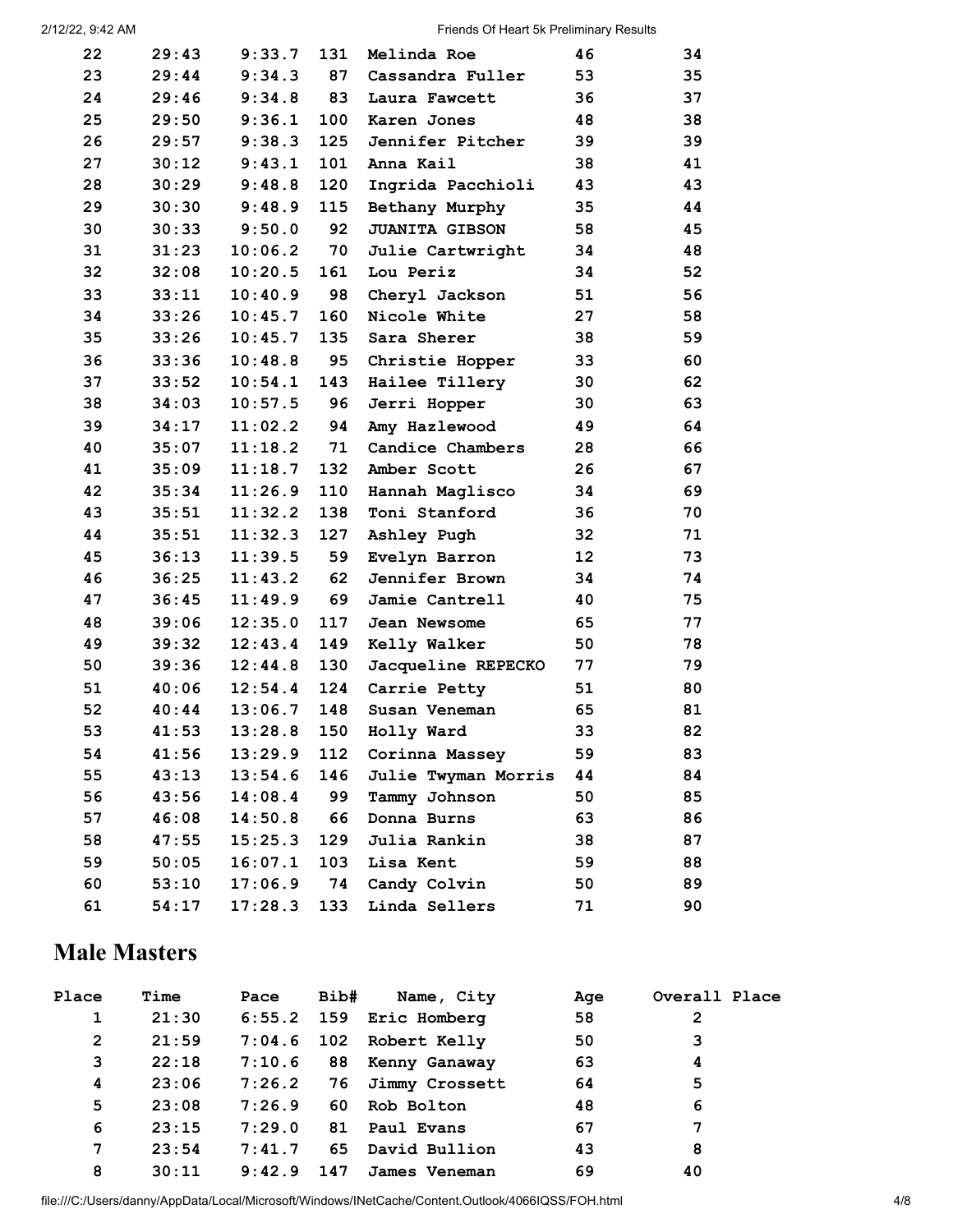| Place | Time | Pace | Bib# | Name, City | Age | Overall Place |
|---|---|---|---|---|---|---|
| 22 | 29:43 | 9:33.7 | 131 | Melinda Roe | 46 | 34 |
| 23 | 29:44 | 9:34.3 | 87 | Cassandra Fuller | 53 | 35 |
| 24 | 29:46 | 9:34.8 | 83 | Laura Fawcett | 36 | 37 |
| 25 | 29:50 | 9:36.1 | 100 | Karen Jones | 48 | 38 |
| 26 | 29:57 | 9:38.3 | 125 | Jennifer Pitcher | 39 | 39 |
| 27 | 30:12 | 9:43.1 | 101 | Anna Kail | 38 | 41 |
| 28 | 30:29 | 9:48.8 | 120 | Ingrida Pacchioli | 43 | 43 |
| 29 | 30:30 | 9:48.9 | 115 | Bethany Murphy | 35 | 44 |
| 30 | 30:33 | 9:50.0 | 92 | JUANITA GIBSON | 58 | 45 |
| 31 | 31:23 | 10:06.2 | 70 | Julie Cartwright | 34 | 48 |
| 32 | 32:08 | 10:20.5 | 161 | Lou Periz | 34 | 52 |
| 33 | 33:11 | 10:40.9 | 98 | Cheryl Jackson | 51 | 56 |
| 34 | 33:26 | 10:45.7 | 160 | Nicole White | 27 | 58 |
| 35 | 33:26 | 10:45.7 | 135 | Sara Sherer | 38 | 59 |
| 36 | 33:36 | 10:48.8 | 95 | Christie Hopper | 33 | 60 |
| 37 | 33:52 | 10:54.1 | 143 | Hailee Tillery | 30 | 62 |
| 38 | 34:03 | 10:57.5 | 96 | Jerri Hopper | 30 | 63 |
| 39 | 34:17 | 11:02.2 | 94 | Amy Hazlewood | 49 | 64 |
| 40 | 35:07 | 11:18.2 | 71 | Candice Chambers | 28 | 66 |
| 41 | 35:09 | 11:18.7 | 132 | Amber Scott | 26 | 67 |
| 42 | 35:34 | 11:26.9 | 110 | Hannah Maglisco | 34 | 69 |
| 43 | 35:51 | 11:32.2 | 138 | Toni Stanford | 36 | 70 |
| 44 | 35:51 | 11:32.3 | 127 | Ashley Pugh | 32 | 71 |
| 45 | 36:13 | 11:39.5 | 59 | Evelyn Barron | 12 | 73 |
| 46 | 36:25 | 11:43.2 | 62 | Jennifer Brown | 34 | 74 |
| 47 | 36:45 | 11:49.9 | 69 | Jamie Cantrell | 40 | 75 |
| 48 | 39:06 | 12:35.0 | 117 | Jean Newsome | 65 | 77 |
| 49 | 39:32 | 12:43.4 | 149 | Kelly Walker | 50 | 78 |
| 50 | 39:36 | 12:44.8 | 130 | Jacqueline REPECKO | 77 | 79 |
| 51 | 40:06 | 12:54.4 | 124 | Carrie Petty | 51 | 80 |
| 52 | 40:44 | 13:06.7 | 148 | Susan Veneman | 65 | 81 |
| 53 | 41:53 | 13:28.8 | 150 | Holly Ward | 33 | 82 |
| 54 | 41:56 | 13:29.9 | 112 | Corinna Massey | 59 | 83 |
| 55 | 43:13 | 13:54.6 | 146 | Julie Twyman Morris | 44 | 84 |
| 56 | 43:56 | 14:08.4 | 99 | Tammy Johnson | 50 | 85 |
| 57 | 46:08 | 14:50.8 | 66 | Donna Burns | 63 | 86 |
| 58 | 47:55 | 15:25.3 | 129 | Julia Rankin | 38 | 87 |
| 59 | 50:05 | 16:07.1 | 103 | Lisa Kent | 59 | 88 |
| 60 | 53:10 | 17:06.9 | 74 | Candy Colvin | 50 | 89 |
| 61 | 54:17 | 17:28.3 | 133 | Linda Sellers | 71 | 90 |

## Male Masters

| Place | Time | Pace | Bib# | Name, City | Age | Overall Place |
|---|---|---|---|---|---|---|
| 1 | 21:30 | 6:55.2 | 159 | Eric Homberg | 58 | 2 |
| 2 | 21:59 | 7:04.6 | 102 | Robert Kelly | 50 | 3 |
| 3 | 22:18 | 7:10.6 | 88 | Kenny Ganaway | 63 | 4 |
| 4 | 23:06 | 7:26.2 | 76 | Jimmy Crossett | 64 | 5 |
| 5 | 23:08 | 7:26.9 | 60 | Rob Bolton | 48 | 6 |
| 6 | 23:15 | 7:29.0 | 81 | Paul Evans | 67 | 7 |
| 7 | 23:54 | 7:41.7 | 65 | David Bullion | 43 | 8 |
| 8 | 30:11 | 9:42.9 | 147 | James Veneman | 69 | 40 |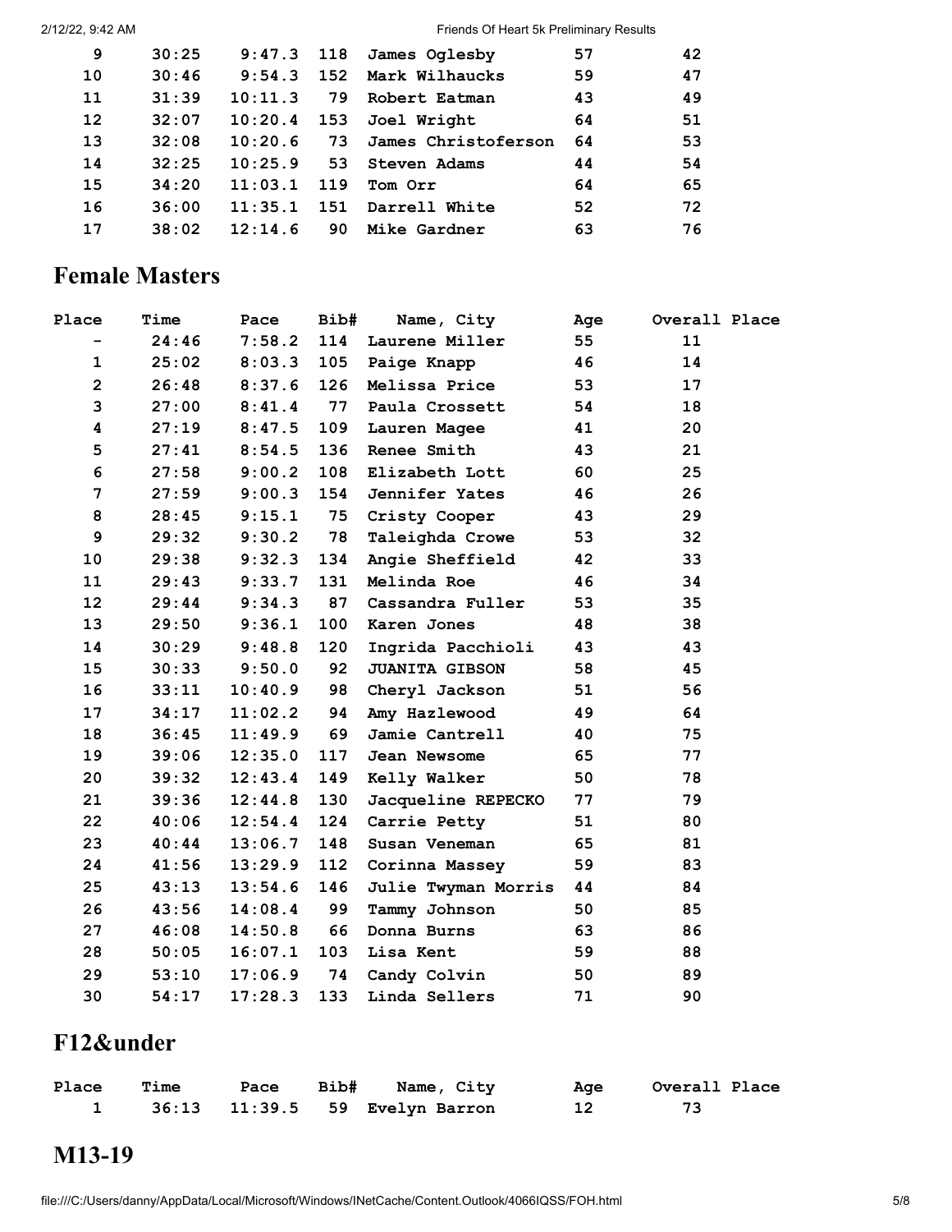| Place | Time | Pace | Bib# | Name, City | Age | Overall Place |
|---|---|---|---|---|---|---|
| 9 | 30:25 | 9:47.3 | 118 | James Oglesby | 57 | 42 |
| 10 | 30:46 | 9:54.3 | 152 | Mark Wilhaucks | 59 | 47 |
| 11 | 31:39 | 10:11.3 | 79 | Robert Eatman | 43 | 49 |
| 12 | 32:07 | 10:20.4 | 153 | Joel Wright | 64 | 51 |
| 13 | 32:08 | 10:20.6 | 73 | James Christoferson | 64 | 53 |
| 14 | 32:25 | 10:25.9 | 53 | Steven Adams | 44 | 54 |
| 15 | 34:20 | 11:03.1 | 119 | Tom Orr | 64 | 65 |
| 16 | 36:00 | 11:35.1 | 151 | Darrell White | 52 | 72 |
| 17 | 38:02 | 12:14.6 | 90 | Mike Gardner | 63 | 76 |

## Female Masters

| Place | Time | Pace | Bib# | Name, City | Age | Overall Place |
|---|---|---|---|---|---|---|
| - | 24:46 | 7:58.2 | 114 | Laurene Miller | 55 | 11 |
| 1 | 25:02 | 8:03.3 | 105 | Paige Knapp | 46 | 14 |
| 2 | 26:48 | 8:37.6 | 126 | Melissa Price | 53 | 17 |
| 3 | 27:00 | 8:41.4 | 77 | Paula Crossett | 54 | 18 |
| 4 | 27:19 | 8:47.5 | 109 | Lauren Magee | 41 | 20 |
| 5 | 27:41 | 8:54.5 | 136 | Renee Smith | 43 | 21 |
| 6 | 27:58 | 9:00.2 | 108 | Elizabeth Lott | 60 | 25 |
| 7 | 27:59 | 9:00.3 | 154 | Jennifer Yates | 46 | 26 |
| 8 | 28:45 | 9:15.1 | 75 | Cristy Cooper | 43 | 29 |
| 9 | 29:32 | 9:30.2 | 78 | Taleighda Crowe | 53 | 32 |
| 10 | 29:38 | 9:32.3 | 134 | Angie Sheffield | 42 | 33 |
| 11 | 29:43 | 9:33.7 | 131 | Melinda Roe | 46 | 34 |
| 12 | 29:44 | 9:34.3 | 87 | Cassandra Fuller | 53 | 35 |
| 13 | 29:50 | 9:36.1 | 100 | Karen Jones | 48 | 38 |
| 14 | 30:29 | 9:48.8 | 120 | Ingrida Pacchioli | 43 | 43 |
| 15 | 30:33 | 9:50.0 | 92 | JUANITA GIBSON | 58 | 45 |
| 16 | 33:11 | 10:40.9 | 98 | Cheryl Jackson | 51 | 56 |
| 17 | 34:17 | 11:02.2 | 94 | Amy Hazlewood | 49 | 64 |
| 18 | 36:45 | 11:49.9 | 69 | Jamie Cantrell | 40 | 75 |
| 19 | 39:06 | 12:35.0 | 117 | Jean Newsome | 65 | 77 |
| 20 | 39:32 | 12:43.4 | 149 | Kelly Walker | 50 | 78 |
| 21 | 39:36 | 12:44.8 | 130 | Jacqueline REPECKO | 77 | 79 |
| 22 | 40:06 | 12:54.4 | 124 | Carrie Petty | 51 | 80 |
| 23 | 40:44 | 13:06.7 | 148 | Susan Veneman | 65 | 81 |
| 24 | 41:56 | 13:29.9 | 112 | Corinna Massey | 59 | 83 |
| 25 | 43:13 | 13:54.6 | 146 | Julie Twyman Morris | 44 | 84 |
| 26 | 43:56 | 14:08.4 | 99 | Tammy Johnson | 50 | 85 |
| 27 | 46:08 | 14:50.8 | 66 | Donna Burns | 63 | 86 |
| 28 | 50:05 | 16:07.1 | 103 | Lisa Kent | 59 | 88 |
| 29 | 53:10 | 17:06.9 | 74 | Candy Colvin | 50 | 89 |
| 30 | 54:17 | 17:28.3 | 133 | Linda Sellers | 71 | 90 |

## F12&under

| Place | Time | Pace | Bib# | Name, City | Age | Overall Place |
|---|---|---|---|---|---|---|
| 1 | 36:13 | 11:39.5 | 59 | Evelyn Barron | 12 | 73 |

## M13-19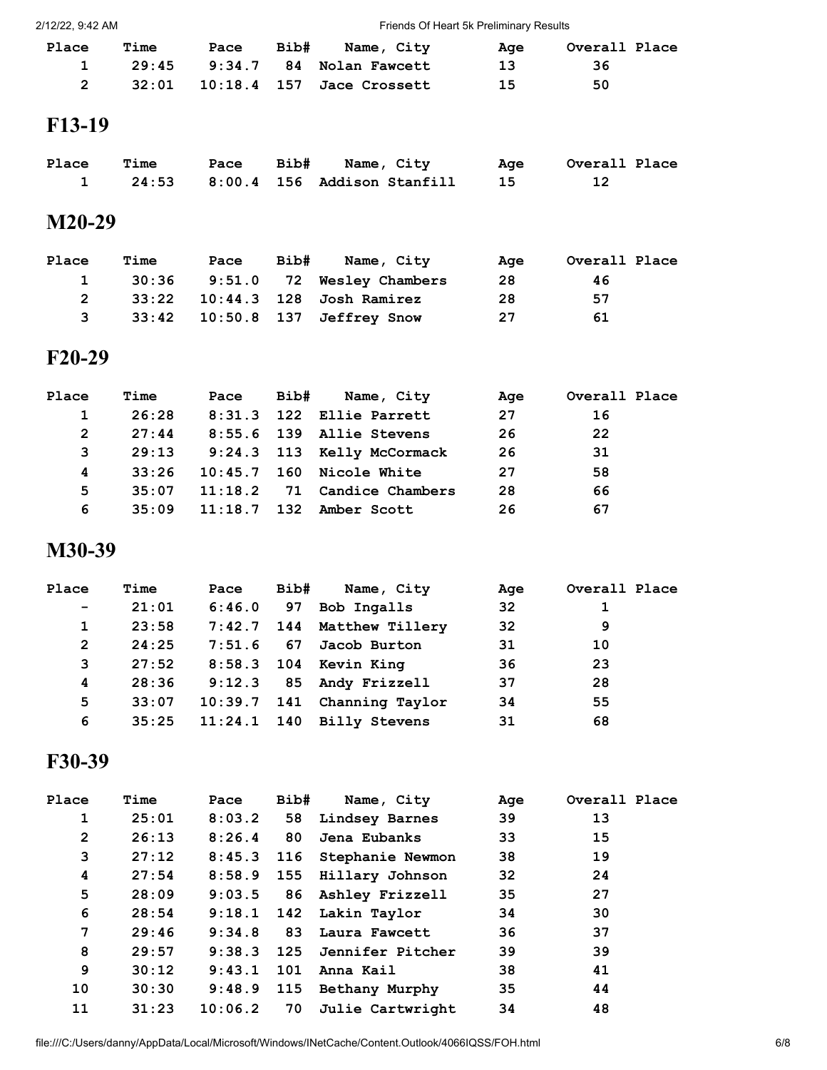| Place | Time | Pace | Bib# | Name, City | Age | Overall Place |
|---|---|---|---|---|---|---|
| 1 | 29:45 | 9:34.7 | 84 | Nolan Fawcett | 13 | 36 |
| 2 | 32:01 | 10:18.4 | 157 | Jace Crossett | 15 | 50 |

## F13-19

| Place | Time | Pace | Bib# | Name, City | Age | Overall Place |
|---|---|---|---|---|---|---|
| 1 | 24:53 | 8:00.4 | 156 | Addison Stanfill | 15 | 12 |

## M20-29

| Place | Time | Pace | Bib# | Name, City | Age | Overall Place |
|---|---|---|---|---|---|---|
| 1 | 30:36 | 9:51.0 | 72 | Wesley Chambers | 28 | 46 |
| 2 | 33:22 | 10:44.3 | 128 | Josh Ramirez | 28 | 57 |
| 3 | 33:42 | 10:50.8 | 137 | Jeffrey Snow | 27 | 61 |

## F20-29

| Place | Time | Pace | Bib# | Name, City | Age | Overall Place |
|---|---|---|---|---|---|---|
| 1 | 26:28 | 8:31.3 | 122 | Ellie Parrett | 27 | 16 |
| 2 | 27:44 | 8:55.6 | 139 | Allie Stevens | 26 | 22 |
| 3 | 29:13 | 9:24.3 | 113 | Kelly McCormack | 26 | 31 |
| 4 | 33:26 | 10:45.7 | 160 | Nicole White | 27 | 58 |
| 5 | 35:07 | 11:18.2 | 71 | Candice Chambers | 28 | 66 |
| 6 | 35:09 | 11:18.7 | 132 | Amber Scott | 26 | 67 |

## M30-39

| Place | Time | Pace | Bib# | Name, City | Age | Overall Place |
|---|---|---|---|---|---|---|
| - | 21:01 | 6:46.0 | 97 | Bob Ingalls | 32 | 1 |
| 1 | 23:58 | 7:42.7 | 144 | Matthew Tillery | 32 | 9 |
| 2 | 24:25 | 7:51.6 | 67 | Jacob Burton | 31 | 10 |
| 3 | 27:52 | 8:58.3 | 104 | Kevin King | 36 | 23 |
| 4 | 28:36 | 9:12.3 | 85 | Andy Frizzell | 37 | 28 |
| 5 | 33:07 | 10:39.7 | 141 | Channing Taylor | 34 | 55 |
| 6 | 35:25 | 11:24.1 | 140 | Billy Stevens | 31 | 68 |

## F30-39

| Place | Time | Pace | Bib# | Name, City | Age | Overall Place |
|---|---|---|---|---|---|---|
| 1 | 25:01 | 8:03.2 | 58 | Lindsey Barnes | 39 | 13 |
| 2 | 26:13 | 8:26.4 | 80 | Jena Eubanks | 33 | 15 |
| 3 | 27:12 | 8:45.3 | 116 | Stephanie Newmon | 38 | 19 |
| 4 | 27:54 | 8:58.9 | 155 | Hillary Johnson | 32 | 24 |
| 5 | 28:09 | 9:03.5 | 86 | Ashley Frizzell | 35 | 27 |
| 6 | 28:54 | 9:18.1 | 142 | Lakin Taylor | 34 | 30 |
| 7 | 29:46 | 9:34.8 | 83 | Laura Fawcett | 36 | 37 |
| 8 | 29:57 | 9:38.3 | 125 | Jennifer Pitcher | 39 | 39 |
| 9 | 30:12 | 9:43.1 | 101 | Anna Kail | 38 | 41 |
| 10 | 30:30 | 9:48.9 | 115 | Bethany Murphy | 35 | 44 |
| 11 | 31:23 | 10:06.2 | 70 | Julie Cartwright | 34 | 48 |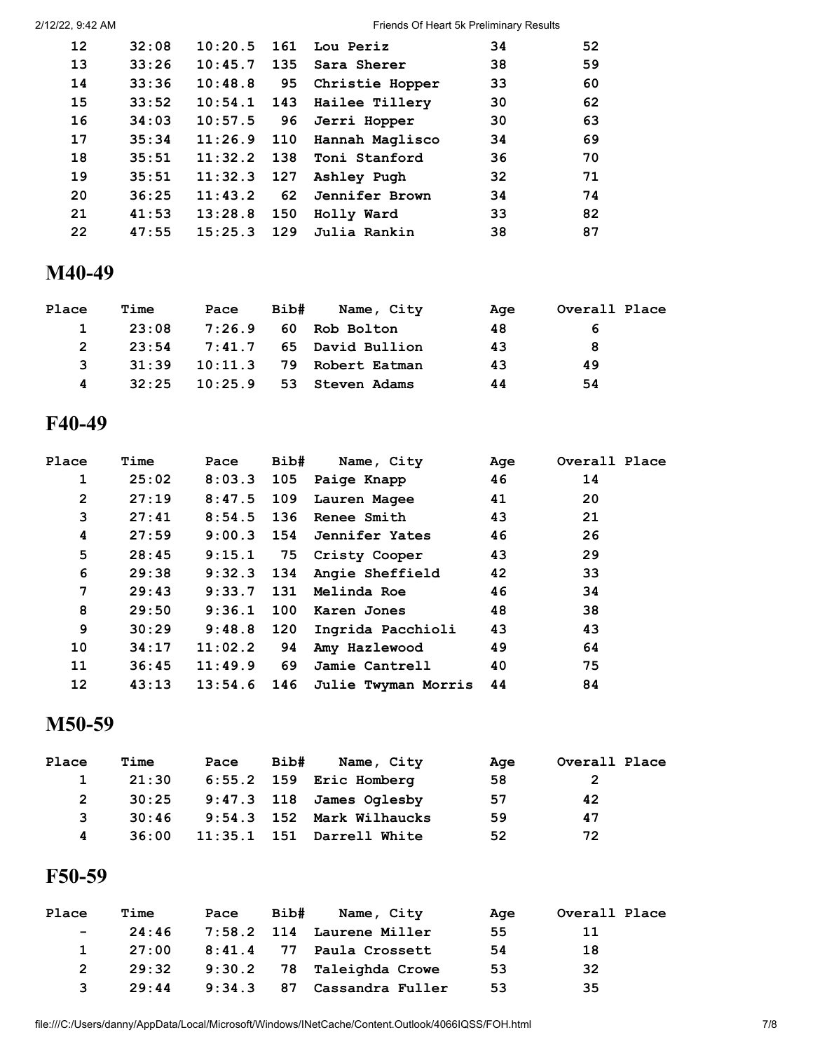| Place | Time | Pace | Bib# | Name, City | Age | Overall Place |
|---|---|---|---|---|---|---|
| 12 | 32:08 | 10:20.5 | 161 | Lou Periz | 34 | 52 |
| 13 | 33:26 | 10:45.7 | 135 | Sara Sherer | 38 | 59 |
| 14 | 33:36 | 10:48.8 | 95 | Christie Hopper | 33 | 60 |
| 15 | 33:52 | 10:54.1 | 143 | Hailee Tillery | 30 | 62 |
| 16 | 34:03 | 10:57.5 | 96 | Jerri Hopper | 30 | 63 |
| 17 | 35:34 | 11:26.9 | 110 | Hannah Maglisco | 34 | 69 |
| 18 | 35:51 | 11:32.2 | 138 | Toni Stanford | 36 | 70 |
| 19 | 35:51 | 11:32.3 | 127 | Ashley Pugh | 32 | 71 |
| 20 | 36:25 | 11:43.2 | 62 | Jennifer Brown | 34 | 74 |
| 21 | 41:53 | 13:28.8 | 150 | Holly Ward | 33 | 82 |
| 22 | 47:55 | 15:25.3 | 129 | Julia Rankin | 38 | 87 |

## M40-49

| Place | Time | Pace | Bib# | Name, City | Age | Overall Place |
|---|---|---|---|---|---|---|
| 1 | 23:08 | 7:26.9 | 60 | Rob Bolton | 48 | 6 |
| 2 | 23:54 | 7:41.7 | 65 | David Bullion | 43 | 8 |
| 3 | 31:39 | 10:11.3 | 79 | Robert Eatman | 43 | 49 |
| 4 | 32:25 | 10:25.9 | 53 | Steven Adams | 44 | 54 |

## F40-49

| Place | Time | Pace | Bib# | Name, City | Age | Overall Place |
|---|---|---|---|---|---|---|
| 1 | 25:02 | 8:03.3 | 105 | Paige Knapp | 46 | 14 |
| 2 | 27:19 | 8:47.5 | 109 | Lauren Magee | 41 | 20 |
| 3 | 27:41 | 8:54.5 | 136 | Renee Smith | 43 | 21 |
| 4 | 27:59 | 9:00.3 | 154 | Jennifer Yates | 46 | 26 |
| 5 | 28:45 | 9:15.1 | 75 | Cristy Cooper | 43 | 29 |
| 6 | 29:38 | 9:32.3 | 134 | Angie Sheffield | 42 | 33 |
| 7 | 29:43 | 9:33.7 | 131 | Melinda Roe | 46 | 34 |
| 8 | 29:50 | 9:36.1 | 100 | Karen Jones | 48 | 38 |
| 9 | 30:29 | 9:48.8 | 120 | Ingrida Pacchioli | 43 | 43 |
| 10 | 34:17 | 11:02.2 | 94 | Amy Hazlewood | 49 | 64 |
| 11 | 36:45 | 11:49.9 | 69 | Jamie Cantrell | 40 | 75 |
| 12 | 43:13 | 13:54.6 | 146 | Julie Twyman Morris | 44 | 84 |

## M50-59

| Place | Time | Pace | Bib# | Name, City | Age | Overall Place |
|---|---|---|---|---|---|---|
| 1 | 21:30 | 6:55.2 | 159 | Eric Homberg | 58 | 2 |
| 2 | 30:25 | 9:47.3 | 118 | James Oglesby | 57 | 42 |
| 3 | 30:46 | 9:54.3 | 152 | Mark Wilhaucks | 59 | 47 |
| 4 | 36:00 | 11:35.1 | 151 | Darrell White | 52 | 72 |

## F50-59

| Place | Time | Pace | Bib# | Name, City | Age | Overall Place |
|---|---|---|---|---|---|---|
| - | 24:46 | 7:58.2 | 114 | Laurene Miller | 55 | 11 |
| 1 | 27:00 | 8:41.4 | 77 | Paula Crossett | 54 | 18 |
| 2 | 29:32 | 9:30.2 | 78 | Taleighda Crowe | 53 | 32 |
| 3 | 29:44 | 9:34.3 | 87 | Cassandra Fuller | 53 | 35 |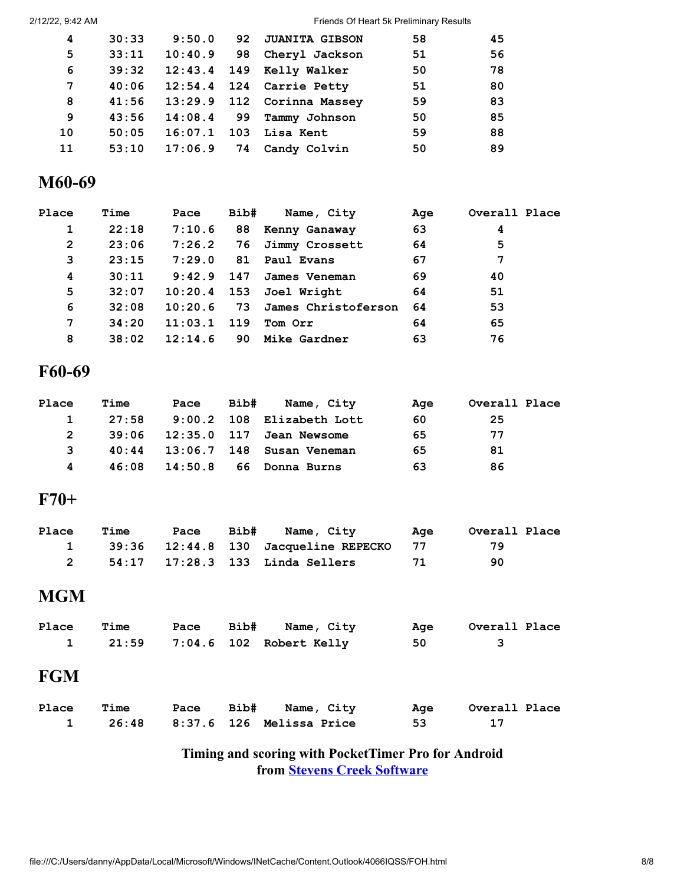| | | | | | | |
|---|---|---|---|---|---|---|
| 4 | 30:33 | 9:50.0 | 92 | JUANITA GIBSON | 58 | 45 |
| 5 | 33:11 | 10:40.9 | 98 | Cheryl Jackson | 51 | 56 |
| 6 | 39:32 | 12:43.4 | 149 | Kelly Walker | 50 | 78 |
| 7 | 40:06 | 12:54.4 | 124 | Carrie Petty | 51 | 80 |
| 8 | 41:56 | 13:29.9 | 112 | Corinna Massey | 59 | 83 |
| 9 | 43:56 | 14:08.4 | 99 | Tammy Johnson | 50 | 85 |
| 10 | 50:05 | 16:07.1 | 103 | Lisa Kent | 59 | 88 |
| 11 | 53:10 | 17:06.9 | 74 | Candy Colvin | 50 | 89 |

## M60-69

| Place | Time | Pace | Bib# | Name, City | Age | Overall Place |
|---|---|---|---|---|---|---|
| 1 | 22:18 | 7:10.6 | 88 | Kenny Ganaway | 63 | 4 |
| 2 | 23:06 | 7:26.2 | 76 | Jimmy Crossett | 64 | 5 |
| 3 | 23:15 | 7:29.0 | 81 | Paul Evans | 67 | 7 |
| 4 | 30:11 | 9:42.9 | 147 | James Veneman | 69 | 40 |
| 5 | 32:07 | 10:20.4 | 153 | Joel Wright | 64 | 51 |
| 6 | 32:08 | 10:20.6 | 73 | James Christoferson | 64 | 53 |
| 7 | 34:20 | 11:03.1 | 119 | Tom Orr | 64 | 65 |
| 8 | 38:02 | 12:14.6 | 90 | Mike Gardner | 63 | 76 |

## F60-69

| Place | Time | Pace | Bib# | Name, City | Age | Overall Place |
|---|---|---|---|---|---|---|
| 1 | 27:58 | 9:00.2 | 108 | Elizabeth Lott | 60 | 25 |
| 2 | 39:06 | 12:35.0 | 117 | Jean Newsome | 65 | 77 |
| 3 | 40:44 | 13:06.7 | 148 | Susan Veneman | 65 | 81 |
| 4 | 46:08 | 14:50.8 | 66 | Donna Burns | 63 | 86 |

## F70+

| Place | Time | Pace | Bib# | Name, City | Age | Overall Place |
|---|---|---|---|---|---|---|
| 1 | 39:36 | 12:44.8 | 130 | Jacqueline REPECKO | 77 | 79 |
| 2 | 54:17 | 17:28.3 | 133 | Linda Sellers | 71 | 90 |

## MGM

| Place | Time | Pace | Bib# | Name, City | Age | Overall Place |
|---|---|---|---|---|---|---|
| 1 | 21:59 | 7:04.6 | 102 | Robert Kelly | 50 | 3 |

## FGM

| Place | Time | Pace | Bib# | Name, City | Age | Overall Place |
|---|---|---|---|---|---|---|
| 1 | 26:48 | 8:37.6 | 126 | Melissa Price | 53 | 17 |

**Timing and scoring with PocketTimer Pro for Android from Stevens Creek Software**